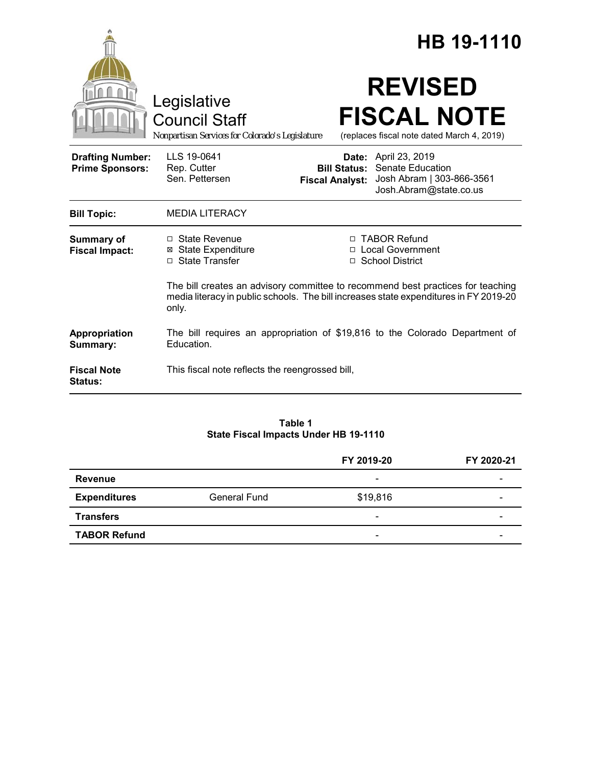# HB 19-1110

Legislative Council Staff

*Nonpartisan Services for Colorado's Legislature*

# REVISED FISCAL NOTE

(replaces fiscal note dated March 4, 2019)

| | | | |
|---|---|---|---|
| **Drafting Number:** | LLS 19-0641 | **Date:** | April 23, 2019 |
| **Prime Sponsors:** | Rep. Cutter<br>Sen. Pettersen | **Bill Status:** | Senate Education |
| | | **Fiscal Analyst:** | Josh Abram \| 303-866-3561<br>Josh.Abram@state.co.us |

**Bill Topic:** MEDIA LITERACY

**Summary of Fiscal Impact:**

- ☐ State Revenue
- ☒ State Expenditure
- ☐ State Transfer
- ☐ TABOR Refund
- ☐ Local Government
- ☐ School District

The bill creates an advisory committee to recommend best practices for teaching media literacy in public schools. The bill increases state expenditures in FY 2019-20 only.

**Appropriation Summary:** The bill requires an appropriation of $19,816 to the Colorado Department of Education.

**Fiscal Note Status:** This fiscal note reflects the reengrossed bill,

**Table 1**
**State Fiscal Impacts Under HB 19-1110**

| | | FY 2019-20 | FY 2020-21 |
|---|---|---|---|
| **Revenue** | | - | - |
| **Expenditures** | General Fund | $19,816 | - |
| **Transfers** | | - | - |
| **TABOR Refund** | | - | - |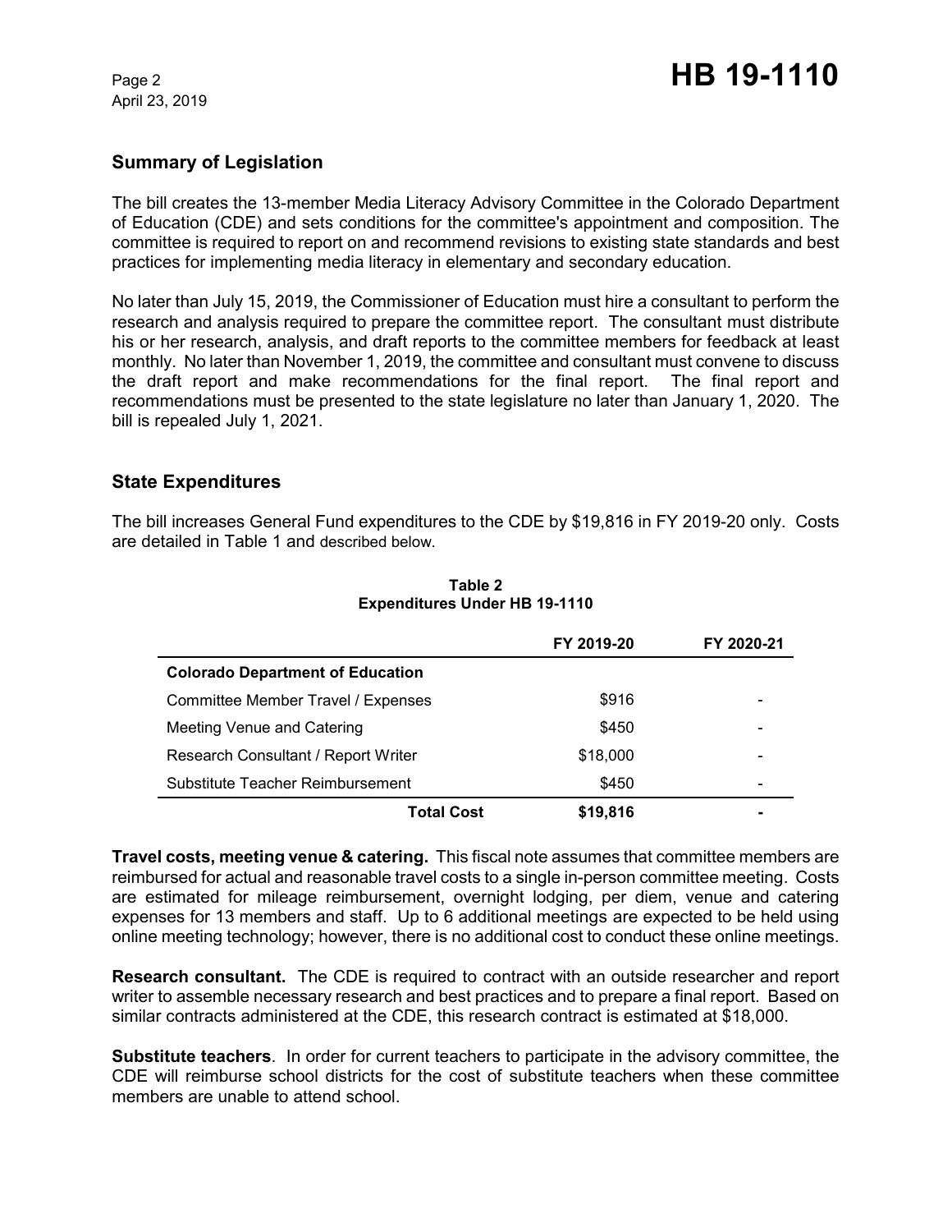## Summary of Legislation

The bill creates the 13-member Media Literacy Advisory Committee in the Colorado Department of Education (CDE) and sets conditions for the committee's appointment and composition. The committee is required to report on and recommend revisions to existing state standards and best practices for implementing media literacy in elementary and secondary education.

No later than July 15, 2019, the Commissioner of Education must hire a consultant to perform the research and analysis required to prepare the committee report. The consultant must distribute his or her research, analysis, and draft reports to the committee members for feedback at least monthly. No later than November 1, 2019, the committee and consultant must convene to discuss the draft report and make recommendations for the final report. The final report and recommendations must be presented to the state legislature no later than January 1, 2020. The bill is repealed July 1, 2021.

## State Expenditures

The bill increases General Fund expenditures to the CDE by $19,816 in FY 2019-20 only. Costs are detailed in Table 1 and described below.

**Table 2**
**Expenditures Under HB 19-1110**

| | FY 2019-20 | FY 2020-21 |
|---|---|---|
| **Colorado Department of Education** | | |
| Committee Member Travel / Expenses | $916 | - |
| Meeting Venue and Catering | $450 | - |
| Research Consultant / Report Writer | $18,000 | - |
| Substitute Teacher Reimbursement | $450 | - |
| **Total Cost** | **$19,816** | **-** |

**Travel costs, meeting venue & catering.** This fiscal note assumes that committee members are reimbursed for actual and reasonable travel costs to a single in-person committee meeting. Costs are estimated for mileage reimbursement, overnight lodging, per diem, venue and catering expenses for 13 members and staff. Up to 6 additional meetings are expected to be held using online meeting technology; however, there is no additional cost to conduct these online meetings.

**Research consultant.** The CDE is required to contract with an outside researcher and report writer to assemble necessary research and best practices and to prepare a final report. Based on similar contracts administered at the CDE, this research contract is estimated at $18,000.

**Substitute teachers**. In order for current teachers to participate in the advisory committee, the CDE will reimburse school districts for the cost of substitute teachers when these committee members are unable to attend school.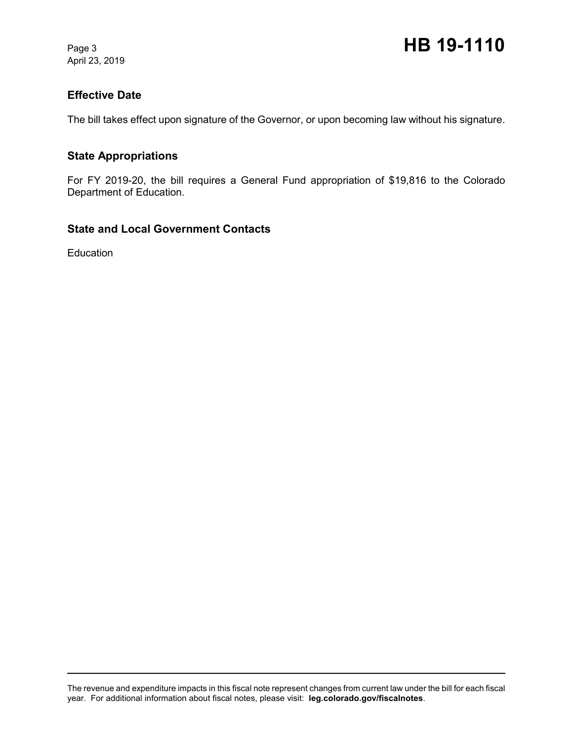## Effective Date

The bill takes effect upon signature of the Governor, or upon becoming law without his signature.

## State Appropriations

For FY 2019-20, the bill requires a General Fund appropriation of $19,816 to the Colorado Department of Education.

## State and Local Government Contacts

Education

The revenue and expenditure impacts in this fiscal note represent changes from current law under the bill for each fiscal year. For additional information about fiscal notes, please visit: **leg.colorado.gov/fiscalnotes**.